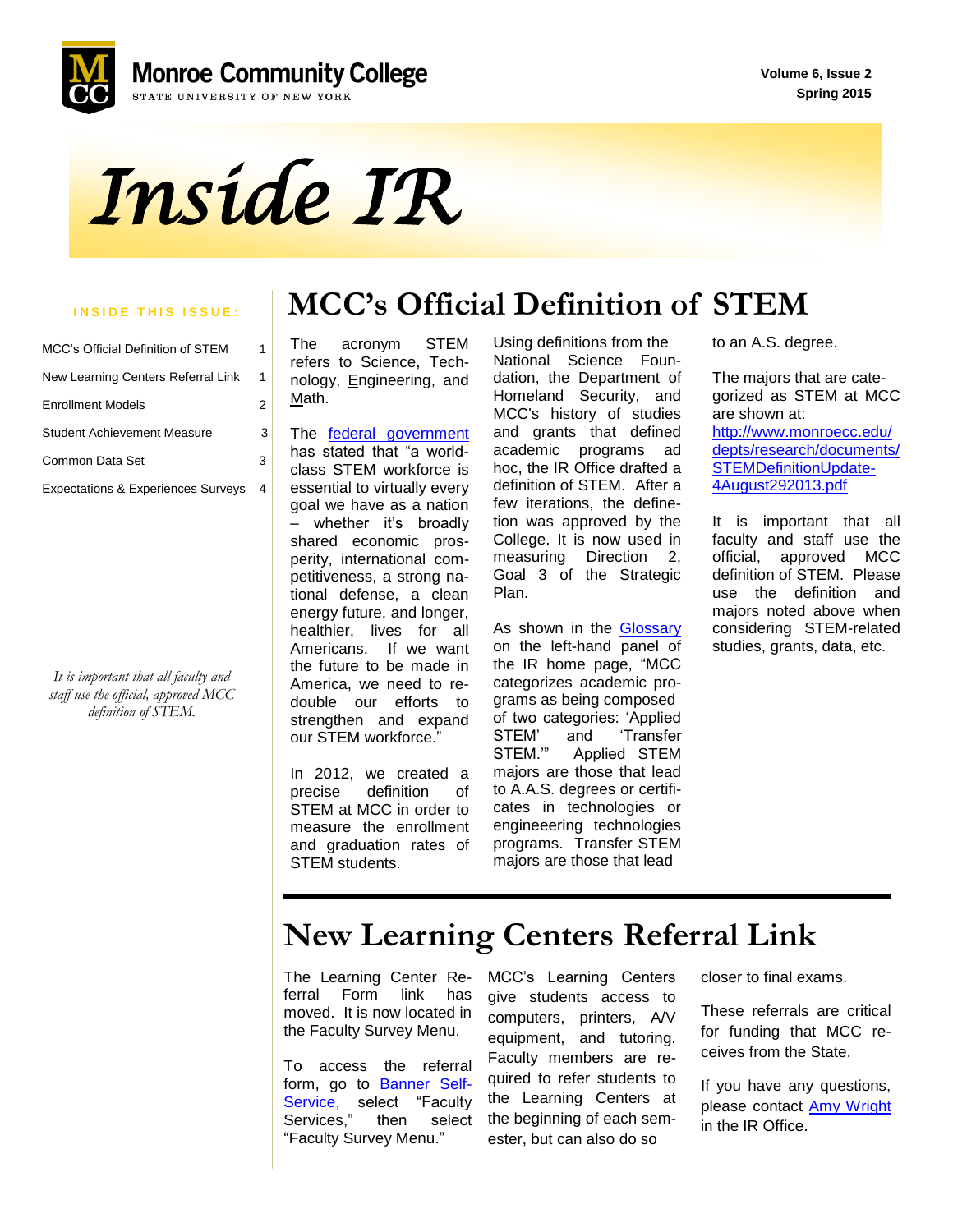Monroe Community College

STATE UNIVERSITY OF NEW YORK

Volume 6, Issue 2
Spring 2015

# Inside IR

**INSIDE THIS ISSUE:**

| | |
|---|---|
| MCC's Official Definition of STEM | 1 |
| New Learning Centers Referral Link | 1 |
| Enrollment Models | 2 |
| Student Achievement Measure | 3 |
| Common Data Set | 3 |
| Expectations & Experiences Surveys | 4 |

*It is important that all faculty and staff use the official, approved MCC definition of STEM.*

## MCC's Official Definition of STEM

The acronym STEM refers to Science, Technology, Engineering, and Math.

The federal government has stated that "a world-class STEM workforce is essential to virtually every goal we have as a nation – whether it's broadly shared economic prosperity, international competitiveness, a strong national defense, a clean energy future, and longer, healthier, lives for all Americans. If we want the future to be made in America, we need to redouble our efforts to strengthen and expand our STEM workforce."

In 2012, we created a precise definition of STEM at MCC in order to measure the enrollment and graduation rates of STEM students.

Using definitions from the National Science Foundation, the Department of Homeland Security, and MCC's history of studies and grants that defined academic programs ad hoc, the IR Office drafted a definition of STEM. After a few iterations, the definetion was approved by the College. It is now used in measuring Direction 2, Goal 3 of the Strategic Plan.

As shown in the Glossary on the left-hand panel of the IR home page, "MCC categorizes academic programs as being composed of two categories: 'Applied STEM' and 'Transfer STEM.'" Applied STEM majors are those that lead to A.A.S. degrees or certificates in technologies or engineeering technologies programs. Transfer STEM majors are those that lead to an A.S. degree.

The majors that are categorized as STEM at MCC are shown at: http://www.monroecc.edu/depts/research/documents/STEMDefinitionUpdate-4August292013.pdf

It is important that all faculty and staff use the official, approved MCC definition of STEM. Please use the definition and majors noted above when considering STEM-related studies, grants, data, etc.

## New Learning Centers Referral Link

The Learning Center Referral Form link has moved. It is now located in the Faculty Survey Menu.

To access the referral form, go to Banner Self-Service, select "Faculty Services," then select "Faculty Survey Menu."

MCC's Learning Centers give students access to computers, printers, A/V equipment, and tutoring. Faculty members are required to refer students to the Learning Centers at the beginning of each semester, but can also do so closer to final exams.

These referrals are critical for funding that MCC receives from the State.

If you have any questions, please contact Amy Wright in the IR Office.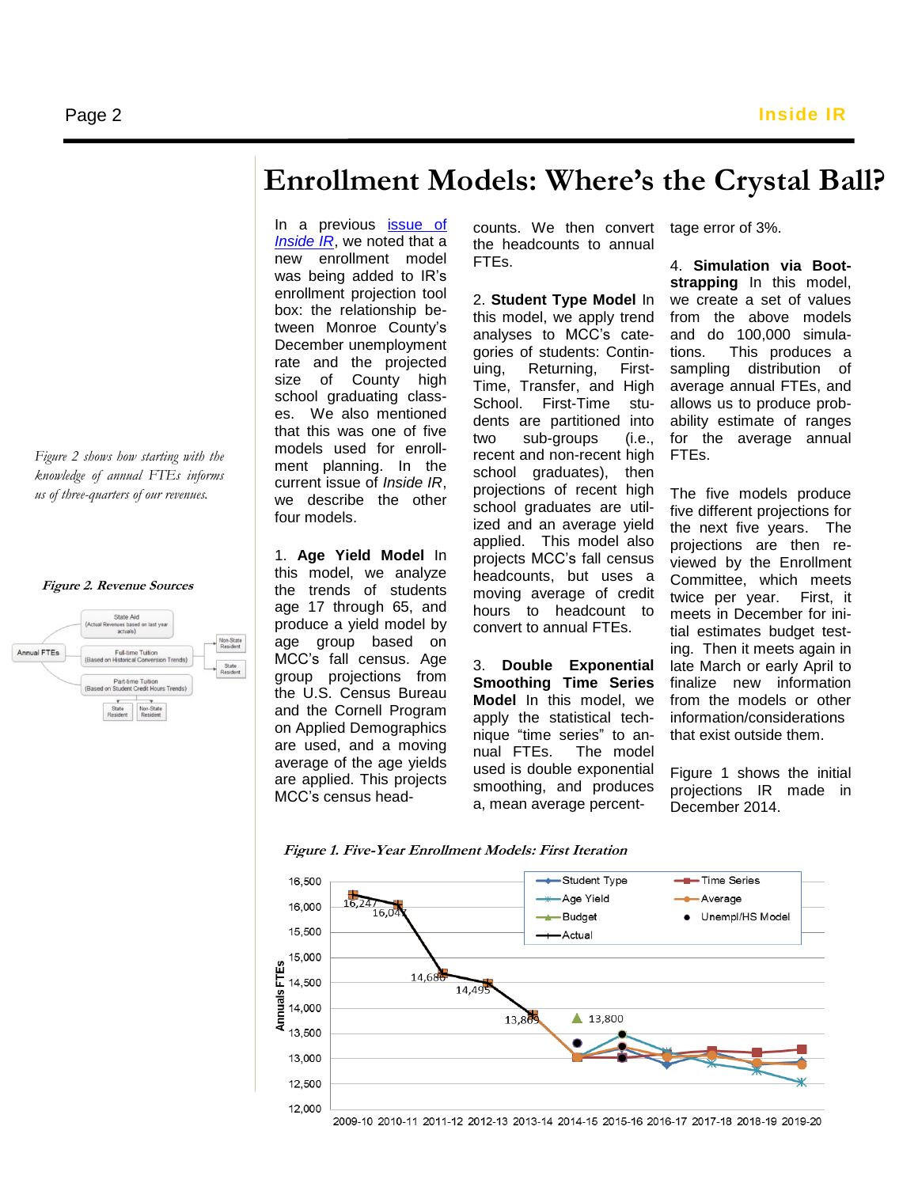# Enrollment Models: Where's the Crystal Ball?

In a previous [issue of *Inside IR*](), we noted that a new enrollment model was being added to IR's enrollment projection tool box: the relationship between Monroe County's December unemployment rate and the projected size of County high school graduating classes. We also mentioned that this was one of five models used for enrollment planning. In the current issue of *Inside IR*, we describe the other four models.

1. **Age Yield Model** In this model, we analyze the trends of students age 17 through 65, and produce a yield model by age group based on MCC's fall census. Age group projections from the U.S. Census Bureau and the Cornell Program on Applied Demographics are used, and a moving average of the age yields are applied. This projects MCC's census headcounts. We then convert the headcounts to annual FTEs.

2. **Student Type Model** In this model, we apply trend analyses to MCC's categories of students: Continuing, Returning, First-Time, Transfer, and High School. First-Time students are partitioned into two sub-groups (i.e., recent and non-recent high school graduates), then projections of recent high school graduates are utilized and an average yield applied. This model also projects MCC's fall census headcounts, but uses a moving average of credit hours to headcount to convert to annual FTEs.

3. **Double Exponential Smoothing Time Series Model** In this model, we apply the statistical technique "time series" to annual FTEs. The model used is double exponential smoothing, and produces a, mean average percentage error of 3%.

4. **Simulation via Bootstrapping** In this model, we create a set of values from the above models and do 100,000 simulations. This produces a sampling distribution of average annual FTEs, and allows us to produce probability estimate of ranges for the average annual FTEs.

The five models produce five different projections for the next five years. The projections are then reviewed by the Enrollment Committee, which meets twice per year. First, it meets in December for initial estimates budget testing. Then it meets again in late March or early April to finalize new information from the models or other information/considerations that exist outside them.

Figure 1 shows the initial projections IR made in December 2014.

*Figure 2 shows how starting with the knowledge of annual FTEs informs us of three-quarters of our revenues.*

***Figure 2. Revenue Sources***

Annual FTEs → State Aid (Actual Revenues based on last year actuals); Full-time Tuition (Based on Historical Conversion Trends) → Non-State Resident, State Resident; Part-time Tuition (Based on Student Credit Hours Trends) → State Resident, Non-State Resident

***Figure 1. Five-Year Enrollment Models: First Iteration***

Annuals FTEs by year, 2009-10 through 2019-20. Series: Student Type, Age Yield, Budget, Actual, Time Series, Average, Unempl/HS Model.

| Year | Actual |
|---|---|
| 2009-10 | 16,247 |
| 2010-11 | 16,047 |
| 2011-12 | 14,686 |
| 2012-13 | 14,495 |
| 2013-14 | 13,869 |

Budget (2014-15): 13,800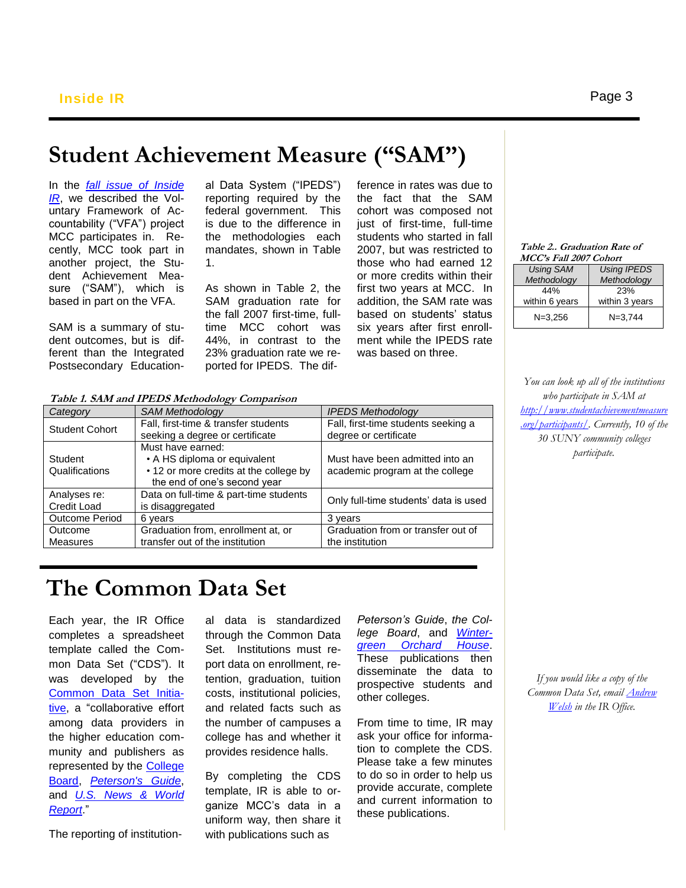# Student Achievement Measure ("SAM")

In the *fall issue of Inside IR*, we described the Voluntary Framework of Accountability ("VFA") project MCC participates in. Recently, MCC took part in another project, the Student Achievement Measure ("SAM"), which is based in part on the VFA.

SAM is a summary of student outcomes, but is different than the Integrated Postsecondary Educational Data System ("IPEDS") reporting required by the federal government. This is due to the difference in the methodologies each mandates, shown in Table 1.

As shown in Table 2, the SAM graduation rate for the fall 2007 first-time, full-time MCC cohort was 44%, in contrast to the 23% graduation rate we reported for IPEDS. The difference in rates was due to the fact that the SAM cohort was composed not just of first-time, full-time students who started in fall 2007, but was restricted to those who had earned 12 or more credits within their first two years at MCC. In addition, the SAM rate was based on students' status six years after first enrollment while the IPEDS rate was based on three.

***Table 2.. Graduation Rate of MCC's Fall 2007 Cohort***

| *Using SAM Methodology* | *Using IPEDS Methodology* |
|---|---|
| 44% within 6 years | 23% within 3 years |
| N=3,256 | N=3,744 |

*You can look up all of the institutions who participate in SAM at http://www.studentachievementmeasure.org/participants/. Currently, 10 of the 30 SUNY community colleges participate.*

***Table 1. SAM and IPEDS Methodology Comparison***

| *Category* | *SAM Methodology* | *IPEDS Methodology* |
|---|---|---|
| Student Cohort | Fall, first-time & transfer students seeking a degree or certificate | Fall, first-time students seeking a degree or certificate |
| Student Qualifications | Must have earned: • A HS diploma or equivalent • 12 or more credits at the college by the end of one's second year | Must have been admitted into an academic program at the college |
| Analyses re: Credit Load | Data on full-time & part-time students is disaggregated | Only full-time students' data is used |
| Outcome Period | 6 years | 3 years |
| Outcome Measures | Graduation from, enrollment at, or transfer out of the institution | Graduation from or transfer out of the institution |

# The Common Data Set

Each year, the IR Office completes a spreadsheet template called the Common Data Set ("CDS"). It was developed by the Common Data Set Initiative, a "collaborative effort among data providers in the higher education community and publishers as represented by the College Board, *Peterson's Guide*, and *U.S. News & World Report*."

The reporting of institutional data is standardized through the Common Data Set. Institutions must report data on enrollment, retention, graduation, tuition costs, institutional policies, and related facts such as the number of campuses a college has and whether it provides residence halls.

By completing the CDS template, IR is able to organize MCC's data in a uniform way, then share it with publications such as *Peterson's Guide*, *the College Board*, and *Wintergreen Orchard House*. These publications then disseminate the data to prospective students and other colleges.

From time to time, IR may ask your office for information to complete the CDS. Please take a few minutes to do so in order to help us provide accurate, complete and current information to these publications.

*If you would like a copy of the Common Data Set, email Andrew Welsh in the IR Office.*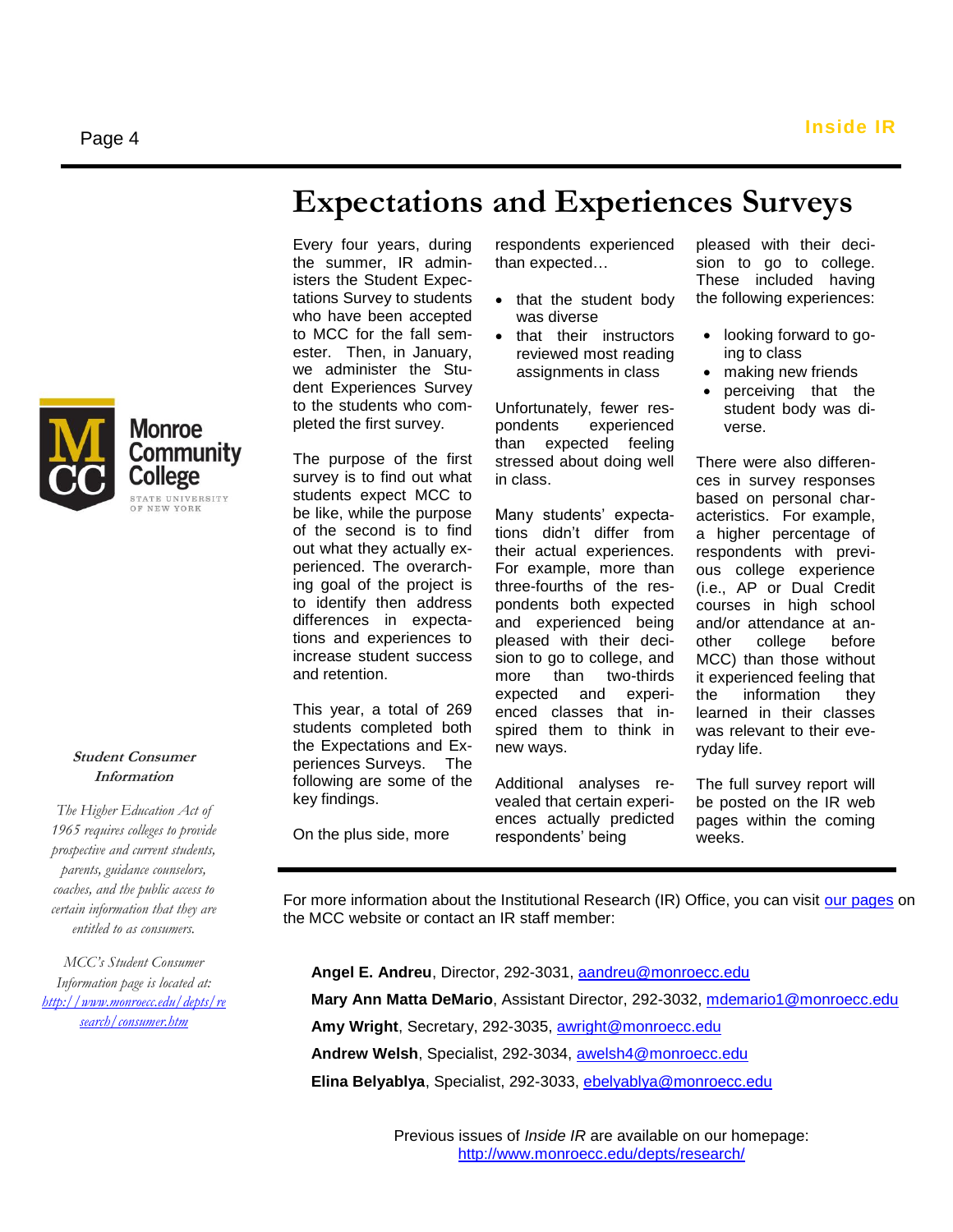# Expectations and Experiences Surveys

Every four years, during the summer, IR administers the Student Expectations Survey to students who have been accepted to MCC for the fall semester. Then, in January, we administer the Student Experiences Survey to the students who completed the first survey.

The purpose of the first survey is to find out what students expect MCC to be like, while the purpose of the second is to find out what they actually experienced. The overarching goal of the project is to identify then address differences in expectations and experiences to increase student success and retention.

This year, a total of 269 students completed both the Expectations and Experiences Surveys. The following are some of the key findings.

On the plus side, more respondents experienced than expected…

- that the student body was diverse
- that their instructors reviewed most reading assignments in class

Unfortunately, fewer respondents experienced than expected feeling stressed about doing well in class.

Many students' expectations didn't differ from their actual experiences. For example, more than three-fourths of the respondents both expected and experienced being pleased with their decision to go to college, and more than two-thirds expected and experienced classes that inspired them to think in new ways.

Additional analyses revealed that certain experiences actually predicted respondents' being pleased with their decision to go to college. These included having the following experiences:

- looking forward to going to class
- making new friends
- perceiving that the student body was diverse.

There were also differences in survey responses based on personal characteristics. For example, a higher percentage of respondents with previous college experience (i.e., AP or Dual Credit courses in high school and/or attendance at another college before MCC) than those without it experienced feeling that the information they learned in their classes was relevant to their everyday life.

The full survey report will be posted on the IR web pages within the coming weeks.

**Student Consumer Information**

*The Higher Education Act of 1965 requires colleges to provide prospective and current students, parents, guidance counselors, coaches, and the public access to certain information that they are entitled to as consumers.*

*MCC's Student Consumer Information page is located at: http://www.monroecc.edu/depts/research/consumer.htm*

For more information about the Institutional Research (IR) Office, you can visit our pages on the MCC website or contact an IR staff member:

**Angel E. Andreu**, Director, 292-3031, aandreu@monroecc.edu

**Mary Ann Matta DeMario**, Assistant Director, 292-3032, mdemario1@monroecc.edu

**Amy Wright**, Secretary, 292-3035, awright@monroecc.edu

**Andrew Welsh**, Specialist, 292-3034, awelsh4@monroecc.edu

**Elina Belyablya**, Specialist, 292-3033, ebelyablya@monroecc.edu

Previous issues of *Inside IR* are available on our homepage: http://www.monroecc.edu/depts/research/